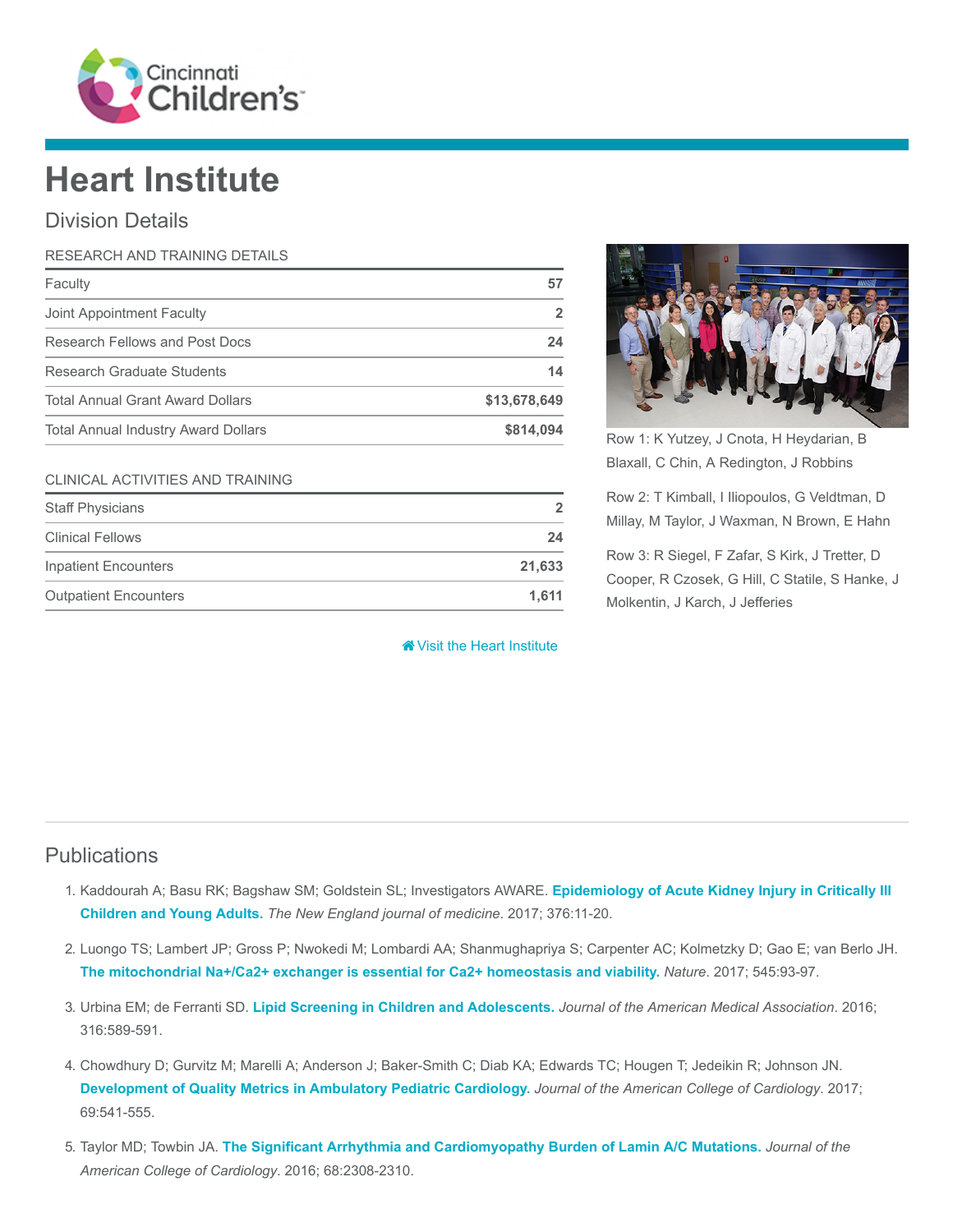# Heart Institute

## Division Details

### RESEARCH AND TRAINING DETAILS

| | |
|---|---|
| Faculty | 57 |
| Joint Appointment Faculty | 2 |
| Research Fellows and Post Docs | 24 |
| Research Graduate Students | 14 |
| Total Annual Grant Award Dollars | $13,678,649 |
| Total Annual Industry Award Dollars | $814,094 |

### CLINICAL ACTIVITIES AND TRAINING

| | |
|---|---|
| Staff Physicians | 2 |
| Clinical Fellows | 24 |
| Inpatient Encounters | 21,633 |
| Outpatient Encounters | 1,611 |

Visit the Heart Institute

Row 1: K Yutzey, J Cnota, H Heydarian, B Blaxall, C Chin, A Redington, J Robbins

Row 2: T Kimball, I Iliopoulos, G Veldtman, D Millay, M Taylor, J Waxman, N Brown, E Hahn

Row 3: R Siegel, F Zafar, S Kirk, J Tretter, D Cooper, R Czosek, G Hill, C Statile, S Hanke, J Molkentin, J Karch, J Jefferies

## Publications

1. Kaddourah A; Basu RK; Bagshaw SM; Goldstein SL; Investigators AWARE. **Epidemiology of Acute Kidney Injury in Critically Ill Children and Young Adults.** *The New England journal of medicine*. 2017; 376:11-20.

2. Luongo TS; Lambert JP; Gross P; Nwokedi M; Lombardi AA; Shanmughapriya S; Carpenter AC; Kolmetzky D; Gao E; van Berlo JH. **The mitochondrial Na+/Ca2+ exchanger is essential for Ca2+ homeostasis and viability.** *Nature*. 2017; 545:93-97.

3. Urbina EM; de Ferranti SD. **Lipid Screening in Children and Adolescents.** *Journal of the American Medical Association*. 2016; 316:589-591.

4. Chowdhury D; Gurvitz M; Marelli A; Anderson J; Baker-Smith C; Diab KA; Edwards TC; Hougen T; Jedeikin R; Johnson JN. **Development of Quality Metrics in Ambulatory Pediatric Cardiology.** *Journal of the American College of Cardiology*. 2017; 69:541-555.

5. Taylor MD; Towbin JA. **The Significant Arrhythmia and Cardiomyopathy Burden of Lamin A/C Mutations.** *Journal of the American College of Cardiology*. 2016; 68:2308-2310.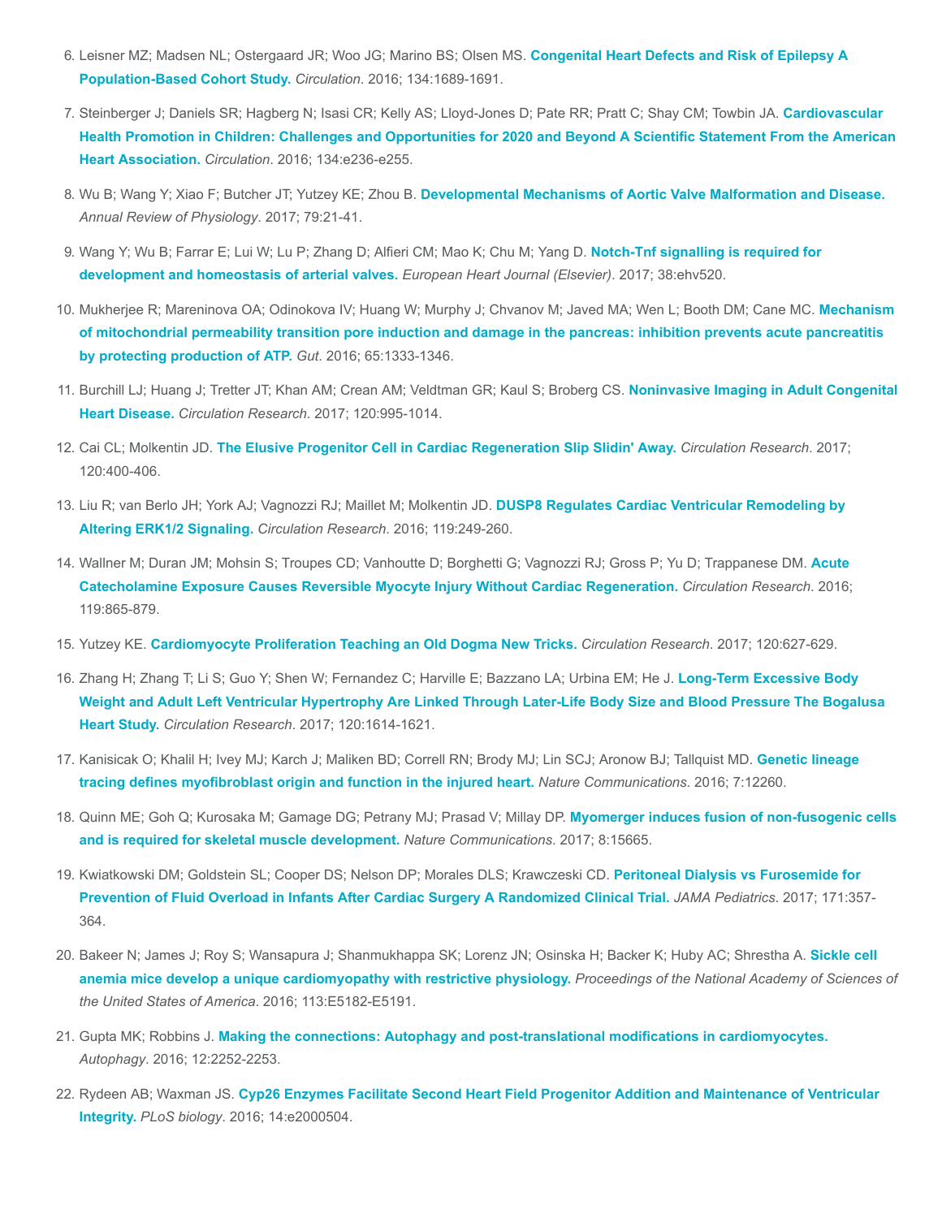6. Leisner MZ; Madsen NL; Ostergaard JR; Woo JG; Marino BS; Olsen MS. **Congenital Heart Defects and Risk of Epilepsy A Population-Based Cohort Study.** *Circulation*. 2016; 134:1689-1691.

7. Steinberger J; Daniels SR; Hagberg N; Isasi CR; Kelly AS; Lloyd-Jones D; Pate RR; Pratt C; Shay CM; Towbin JA. **Cardiovascular Health Promotion in Children: Challenges and Opportunities for 2020 and Beyond A Scientific Statement From the American Heart Association.** *Circulation*. 2016; 134:e236-e255.

8. Wu B; Wang Y; Xiao F; Butcher JT; Yutzey KE; Zhou B. **Developmental Mechanisms of Aortic Valve Malformation and Disease.** *Annual Review of Physiology*. 2017; 79:21-41.

9. Wang Y; Wu B; Farrar E; Lui W; Lu P; Zhang D; Alfieri CM; Mao K; Chu M; Yang D. **Notch-Tnf signalling is required for development and homeostasis of arterial valves.** *European Heart Journal (Elsevier)*. 2017; 38:ehv520.

10. Mukherjee R; Mareninova OA; Odinokova IV; Huang W; Murphy J; Chvanov M; Javed MA; Wen L; Booth DM; Cane MC. **Mechanism of mitochondrial permeability transition pore induction and damage in the pancreas: inhibition prevents acute pancreatitis by protecting production of ATP.** *Gut*. 2016; 65:1333-1346.

11. Burchill LJ; Huang J; Tretter JT; Khan AM; Crean AM; Veldtman GR; Kaul S; Broberg CS. **Noninvasive Imaging in Adult Congenital Heart Disease.** *Circulation Research*. 2017; 120:995-1014.

12. Cai CL; Molkentin JD. **The Elusive Progenitor Cell in Cardiac Regeneration Slip Slidin' Away.** *Circulation Research*. 2017; 120:400-406.

13. Liu R; van Berlo JH; York AJ; Vagnozzi RJ; Maillet M; Molkentin JD. **DUSP8 Regulates Cardiac Ventricular Remodeling by Altering ERK1/2 Signaling.** *Circulation Research*. 2016; 119:249-260.

14. Wallner M; Duran JM; Mohsin S; Troupes CD; Vanhoutte D; Borghetti G; Vagnozzi RJ; Gross P; Yu D; Trappanese DM. **Acute Catecholamine Exposure Causes Reversible Myocyte Injury Without Cardiac Regeneration.** *Circulation Research*. 2016; 119:865-879.

15. Yutzey KE. **Cardiomyocyte Proliferation Teaching an Old Dogma New Tricks.** *Circulation Research*. 2017; 120:627-629.

16. Zhang H; Zhang T; Li S; Guo Y; Shen W; Fernandez C; Harville E; Bazzano LA; Urbina EM; He J. **Long-Term Excessive Body Weight and Adult Left Ventricular Hypertrophy Are Linked Through Later-Life Body Size and Blood Pressure The Bogalusa Heart Study.** *Circulation Research*. 2017; 120:1614-1621.

17. Kanisicak O; Khalil H; Ivey MJ; Karch J; Maliken BD; Correll RN; Brody MJ; Lin SCJ; Aronow BJ; Tallquist MD. **Genetic lineage tracing defines myofibroblast origin and function in the injured heart.** *Nature Communications*. 2016; 7:12260.

18. Quinn ME; Goh Q; Kurosaka M; Gamage DG; Petrany MJ; Prasad V; Millay DP. **Myomerger induces fusion of non-fusogenic cells and is required for skeletal muscle development.** *Nature Communications*. 2017; 8:15665.

19. Kwiatkowski DM; Goldstein SL; Cooper DS; Nelson DP; Morales DLS; Krawczeski CD. **Peritoneal Dialysis vs Furosemide for Prevention of Fluid Overload in Infants After Cardiac Surgery A Randomized Clinical Trial.** *JAMA Pediatrics*. 2017; 171:357-364.

20. Bakeer N; James J; Roy S; Wansapura J; Shanmukhappa SK; Lorenz JN; Osinska H; Backer K; Huby AC; Shrestha A. **Sickle cell anemia mice develop a unique cardiomyopathy with restrictive physiology.** *Proceedings of the National Academy of Sciences of the United States of America*. 2016; 113:E5182-E5191.

21. Gupta MK; Robbins J. **Making the connections: Autophagy and post-translational modifications in cardiomyocytes.** *Autophagy*. 2016; 12:2252-2253.

22. Rydeen AB; Waxman JS. **Cyp26 Enzymes Facilitate Second Heart Field Progenitor Addition and Maintenance of Ventricular Integrity.** *PLoS biology*. 2016; 14:e2000504.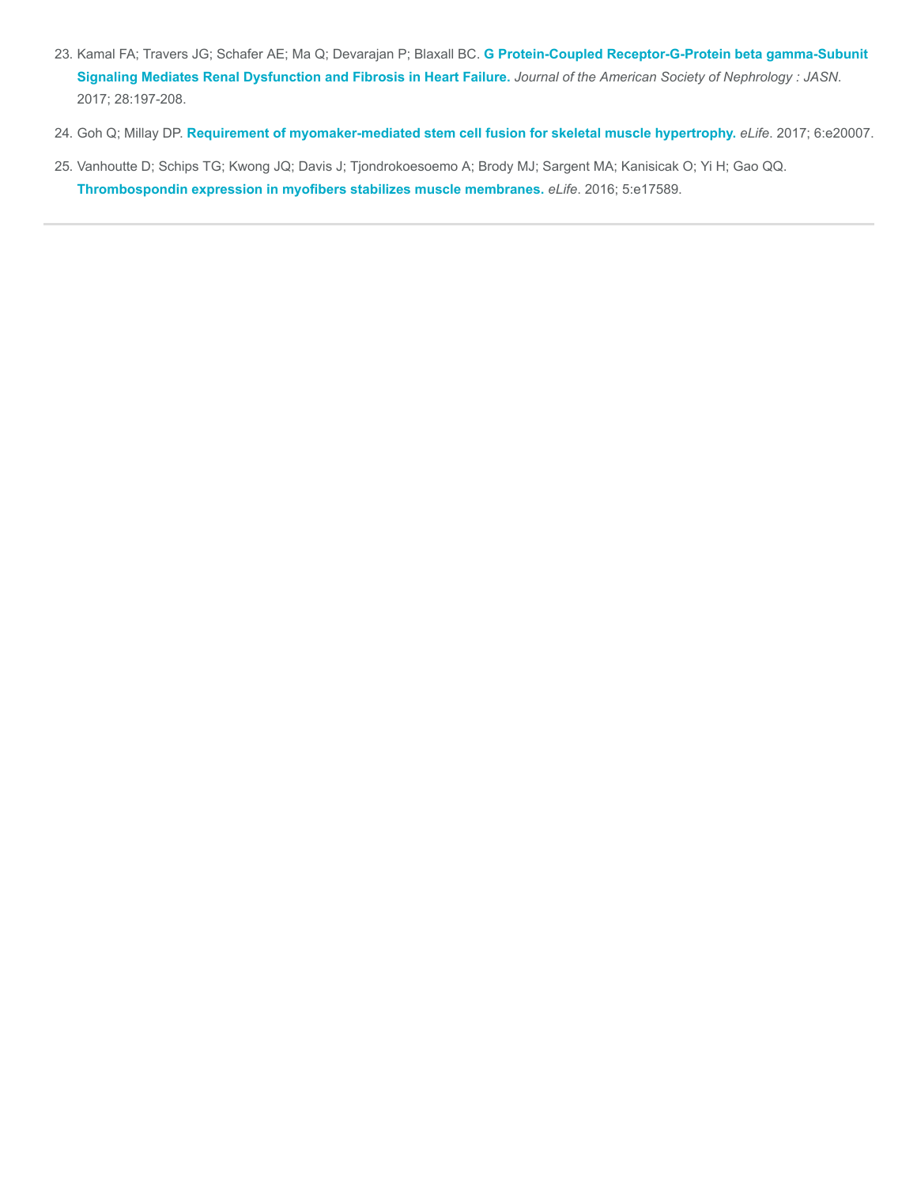23. Kamal FA; Travers JG; Schafer AE; Ma Q; Devarajan P; Blaxall BC. **G Protein-Coupled Receptor-G-Protein beta gamma-Subunit Signaling Mediates Renal Dysfunction and Fibrosis in Heart Failure.** *Journal of the American Society of Nephrology : JASN*. 2017; 28:197-208.

24. Goh Q; Millay DP. **Requirement of myomaker-mediated stem cell fusion for skeletal muscle hypertrophy.** *eLife*. 2017; 6:e20007.

25. Vanhoutte D; Schips TG; Kwong JQ; Davis J; Tjondrokoesoemo A; Brody MJ; Sargent MA; Kanisicak O; Yi H; Gao QQ. **Thrombospondin expression in myofibers stabilizes muscle membranes.** *eLife*. 2016; 5:e17589.